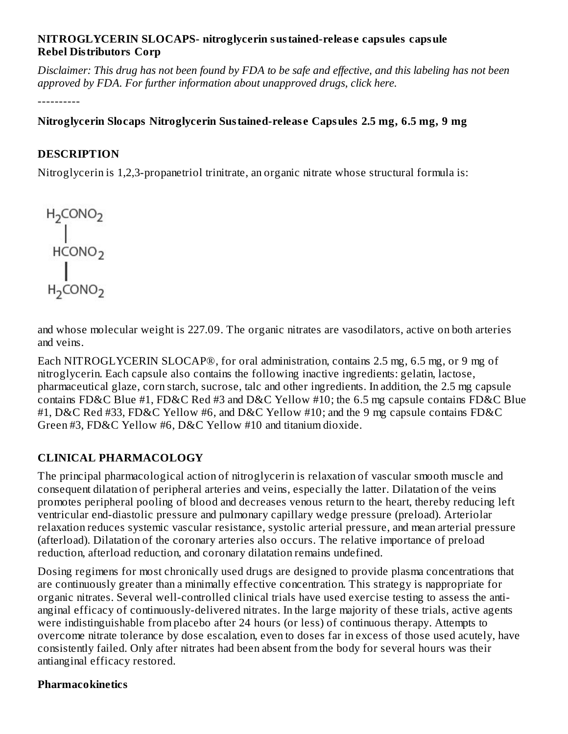**NITROGLYCERIN SLOCAPS- nitroglycerin sustained-release capsules capsule**
**Rebel Distributors Corp**

*Disclaimer: This drug has not been found by FDA to be safe and effective, and this labeling has not been approved by FDA. For further information about unapproved drugs, click here.*

----------

**Nitroglycerin Slocaps Nitroglycerin Sustained-release Capsules 2.5 mg, 6.5 mg, 9 mg**

## DESCRIPTION

Nitroglycerin is 1,2,3-propanetriol trinitrate, an organic nitrate whose structural formula is:

$H_2CONO_2$
|
$HCONO_2$
|
$H_2CONO_2$

and whose molecular weight is 227.09. The organic nitrates are vasodilators, active on both arteries and veins.

Each NITROGLYCERIN SLOCAP®, for oral administration, contains 2.5 mg, 6.5 mg, or 9 mg of nitroglycerin. Each capsule also contains the following inactive ingredients: gelatin, lactose, pharmaceutical glaze, corn starch, sucrose, talc and other ingredients. In addition, the 2.5 mg capsule contains FD&C Blue #1, FD&C Red #3 and D&C Yellow #10; the 6.5 mg capsule contains FD&C Blue #1, D&C Red #33, FD&C Yellow #6, and D&C Yellow #10; and the 9 mg capsule contains FD&C Green #3, FD&C Yellow #6, D&C Yellow #10 and titanium dioxide.

## CLINICAL PHARMACOLOGY

The principal pharmacological action of nitroglycerin is relaxation of vascular smooth muscle and consequent dilatation of peripheral arteries and veins, especially the latter. Dilatation of the veins promotes peripheral pooling of blood and decreases venous return to the heart, thereby reducing left ventricular end-diastolic pressure and pulmonary capillary wedge pressure (preload). Arteriolar relaxation reduces systemic vascular resistance, systolic arterial pressure, and mean arterial pressure (afterload). Dilatation of the coronary arteries also occurs. The relative importance of preload reduction, afterload reduction, and coronary dilatation remains undefined.

Dosing regimens for most chronically used drugs are designed to provide plasma concentrations that are continuously greater than a minimally effective concentration. This strategy is nappropriate for organic nitrates. Several well-controlled clinical trials have used exercise testing to assess the anti-anginal efficacy of continuously-delivered nitrates. In the large majority of these trials, active agents were indistinguishable from placebo after 24 hours (or less) of continuous therapy. Attempts to overcome nitrate tolerance by dose escalation, even to doses far in excess of those used acutely, have consistently failed. Only after nitrates had been absent from the body for several hours was their antianginal efficacy restored.

### Pharmacokinetics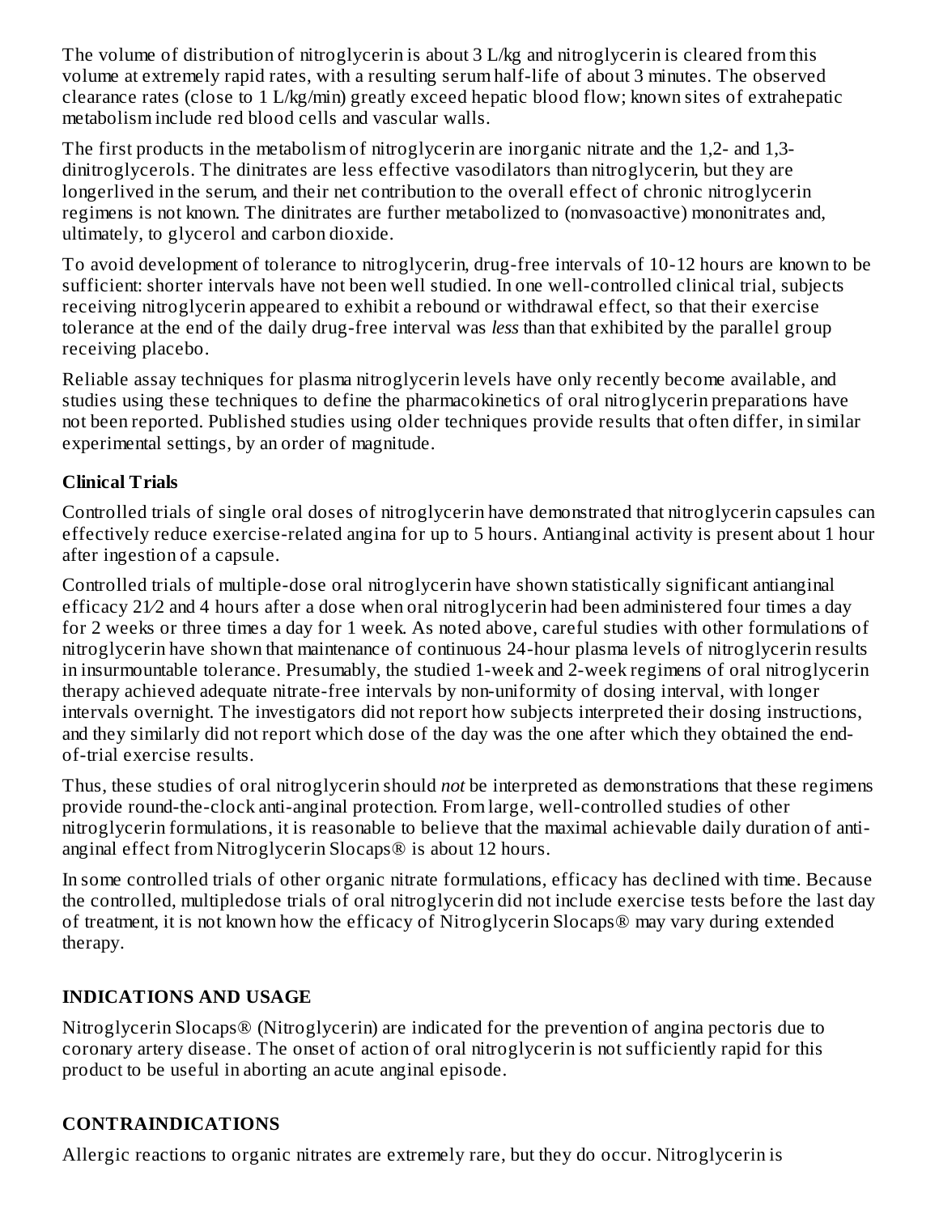The volume of distribution of nitroglycerin is about 3 L/kg and nitroglycerin is cleared from this volume at extremely rapid rates, with a resulting serum half-life of about 3 minutes. The observed clearance rates (close to 1 L/kg/min) greatly exceed hepatic blood flow; known sites of extrahepatic metabolism include red blood cells and vascular walls.

The first products in the metabolism of nitroglycerin are inorganic nitrate and the 1,2- and 1,3-dinitroglycerols. The dinitrates are less effective vasodilators than nitroglycerin, but they are longerlived in the serum, and their net contribution to the overall effect of chronic nitroglycerin regimens is not known. The dinitrates are further metabolized to (nonvasoactive) mononitrates and, ultimately, to glycerol and carbon dioxide.

To avoid development of tolerance to nitroglycerin, drug-free intervals of 10-12 hours are known to be sufficient: shorter intervals have not been well studied. In one well-controlled clinical trial, subjects receiving nitroglycerin appeared to exhibit a rebound or withdrawal effect, so that their exercise tolerance at the end of the daily drug-free interval was *less* than that exhibited by the parallel group receiving placebo.

Reliable assay techniques for plasma nitroglycerin levels have only recently become available, and studies using these techniques to define the pharmacokinetics of oral nitroglycerin preparations have not been reported. Published studies using older techniques provide results that often differ, in similar experimental settings, by an order of magnitude.

### Clinical Trials

Controlled trials of single oral doses of nitroglycerin have demonstrated that nitroglycerin capsules can effectively reduce exercise-related angina for up to 5 hours. Antianginal activity is present about 1 hour after ingestion of a capsule.

Controlled trials of multiple-dose oral nitroglycerin have shown statistically significant antianginal efficacy 2½ and 4 hours after a dose when oral nitroglycerin had been administered four times a day for 2 weeks or three times a day for 1 week. As noted above, careful studies with other formulations of nitroglycerin have shown that maintenance of continuous 24-hour plasma levels of nitroglycerin results in insurmountable tolerance. Presumably, the studied 1-week and 2-week regimens of oral nitroglycerin therapy achieved adequate nitrate-free intervals by non-uniformity of dosing interval, with longer intervals overnight. The investigators did not report how subjects interpreted their dosing instructions, and they similarly did not report which dose of the day was the one after which they obtained the end-of-trial exercise results.

Thus, these studies of oral nitroglycerin should *not* be interpreted as demonstrations that these regimens provide round-the-clock anti-anginal protection. From large, well-controlled studies of other nitroglycerin formulations, it is reasonable to believe that the maximal achievable daily duration of anti-anginal effect from Nitroglycerin Slocaps® is about 12 hours.

In some controlled trials of other organic nitrate formulations, efficacy has declined with time. Because the controlled, multipledose trials of oral nitroglycerin did not include exercise tests before the last day of treatment, it is not known how the efficacy of Nitroglycerin Slocaps® may vary during extended therapy.

## INDICATIONS AND USAGE

Nitroglycerin Slocaps® (Nitroglycerin) are indicated for the prevention of angina pectoris due to coronary artery disease. The onset of action of oral nitroglycerin is not sufficiently rapid for this product to be useful in aborting an acute anginal episode.

## CONTRAINDICATIONS

Allergic reactions to organic nitrates are extremely rare, but they do occur. Nitroglycerin is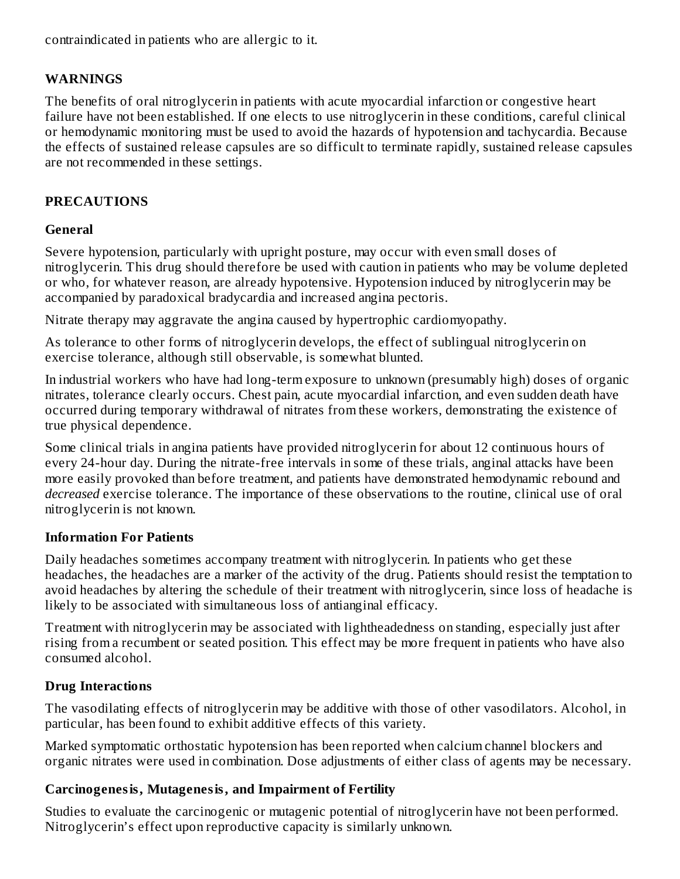contraindicated in patients who are allergic to it.

## WARNINGS

The benefits of oral nitroglycerin in patients with acute myocardial infarction or congestive heart failure have not been established. If one elects to use nitroglycerin in these conditions, careful clinical or hemodynamic monitoring must be used to avoid the hazards of hypotension and tachycardia. Because the effects of sustained release capsules are so difficult to terminate rapidly, sustained release capsules are not recommended in these settings.

## PRECAUTIONS

### General

Severe hypotension, particularly with upright posture, may occur with even small doses of nitroglycerin. This drug should therefore be used with caution in patients who may be volume depleted or who, for whatever reason, are already hypotensive. Hypotension induced by nitroglycerin may be accompanied by paradoxical bradycardia and increased angina pectoris.

Nitrate therapy may aggravate the angina caused by hypertrophic cardiomyopathy.

As tolerance to other forms of nitroglycerin develops, the effect of sublingual nitroglycerin on exercise tolerance, although still observable, is somewhat blunted.

In industrial workers who have had long-term exposure to unknown (presumably high) doses of organic nitrates, tolerance clearly occurs. Chest pain, acute myocardial infarction, and even sudden death have occurred during temporary withdrawal of nitrates from these workers, demonstrating the existence of true physical dependence.

Some clinical trials in angina patients have provided nitroglycerin for about 12 continuous hours of every 24-hour day. During the nitrate-free intervals in some of these trials, anginal attacks have been more easily provoked than before treatment, and patients have demonstrated hemodynamic rebound and *decreased* exercise tolerance. The importance of these observations to the routine, clinical use of oral nitroglycerin is not known.

### Information For Patients

Daily headaches sometimes accompany treatment with nitroglycerin. In patients who get these headaches, the headaches are a marker of the activity of the drug. Patients should resist the temptation to avoid headaches by altering the schedule of their treatment with nitroglycerin, since loss of headache is likely to be associated with simultaneous loss of antianginal efficacy.

Treatment with nitroglycerin may be associated with lightheadedness on standing, especially just after rising from a recumbent or seated position. This effect may be more frequent in patients who have also consumed alcohol.

### Drug Interactions

The vasodilating effects of nitroglycerin may be additive with those of other vasodilators. Alcohol, in particular, has been found to exhibit additive effects of this variety.

Marked symptomatic orthostatic hypotension has been reported when calcium channel blockers and organic nitrates were used in combination. Dose adjustments of either class of agents may be necessary.

### Carcinogenesis, Mutagenesis, and Impairment of Fertility

Studies to evaluate the carcinogenic or mutagenic potential of nitroglycerin have not been performed. Nitroglycerin's effect upon reproductive capacity is similarly unknown.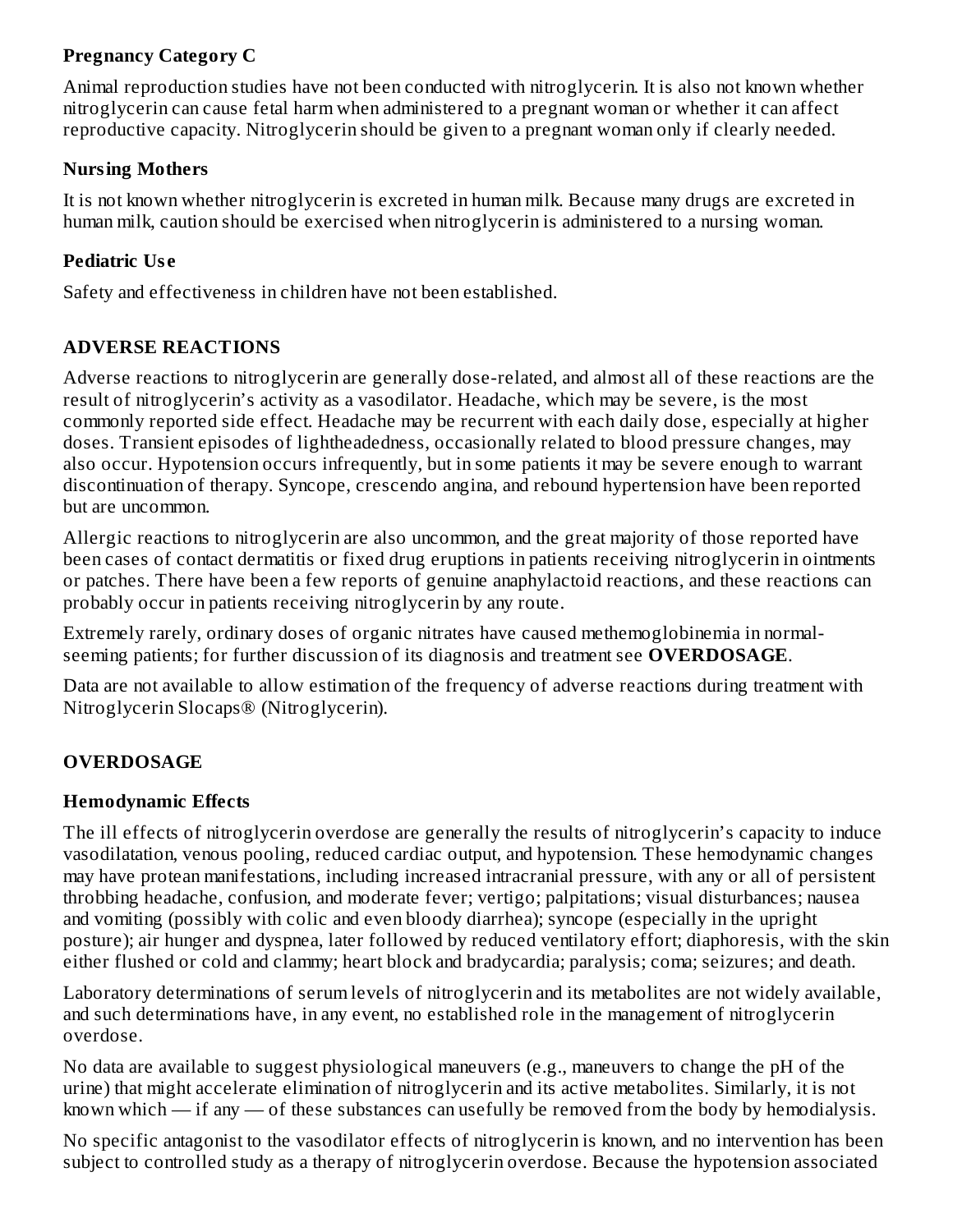### Pregnancy Category C

Animal reproduction studies have not been conducted with nitroglycerin. It is also not known whether nitroglycerin can cause fetal harm when administered to a pregnant woman or whether it can affect reproductive capacity. Nitroglycerin should be given to a pregnant woman only if clearly needed.

### Nursing Mothers

It is not known whether nitroglycerin is excreted in human milk. Because many drugs are excreted in human milk, caution should be exercised when nitroglycerin is administered to a nursing woman.

### Pediatric Use

Safety and effectiveness in children have not been established.

## ADVERSE REACTIONS

Adverse reactions to nitroglycerin are generally dose-related, and almost all of these reactions are the result of nitroglycerin's activity as a vasodilator. Headache, which may be severe, is the most commonly reported side effect. Headache may be recurrent with each daily dose, especially at higher doses. Transient episodes of lightheadedness, occasionally related to blood pressure changes, may also occur. Hypotension occurs infrequently, but in some patients it may be severe enough to warrant discontinuation of therapy. Syncope, crescendo angina, and rebound hypertension have been reported but are uncommon.

Allergic reactions to nitroglycerin are also uncommon, and the great majority of those reported have been cases of contact dermatitis or fixed drug eruptions in patients receiving nitroglycerin in ointments or patches. There have been a few reports of genuine anaphylactoid reactions, and these reactions can probably occur in patients receiving nitroglycerin by any route.

Extremely rarely, ordinary doses of organic nitrates have caused methemoglobinemia in normal-seeming patients; for further discussion of its diagnosis and treatment see **OVERDOSAGE**.

Data are not available to allow estimation of the frequency of adverse reactions during treatment with Nitroglycerin Slocaps® (Nitroglycerin).

## OVERDOSAGE

### Hemodynamic Effects

The ill effects of nitroglycerin overdose are generally the results of nitroglycerin's capacity to induce vasodilatation, venous pooling, reduced cardiac output, and hypotension. These hemodynamic changes may have protean manifestations, including increased intracranial pressure, with any or all of persistent throbbing headache, confusion, and moderate fever; vertigo; palpitations; visual disturbances; nausea and vomiting (possibly with colic and even bloody diarrhea); syncope (especially in the upright posture); air hunger and dyspnea, later followed by reduced ventilatory effort; diaphoresis, with the skin either flushed or cold and clammy; heart block and bradycardia; paralysis; coma; seizures; and death.

Laboratory determinations of serum levels of nitroglycerin and its metabolites are not widely available, and such determinations have, in any event, no established role in the management of nitroglycerin overdose.

No data are available to suggest physiological maneuvers (e.g., maneuvers to change the pH of the urine) that might accelerate elimination of nitroglycerin and its active metabolites. Similarly, it is not known which — if any — of these substances can usefully be removed from the body by hemodialysis.

No specific antagonist to the vasodilator effects of nitroglycerin is known, and no intervention has been subject to controlled study as a therapy of nitroglycerin overdose. Because the hypotension associated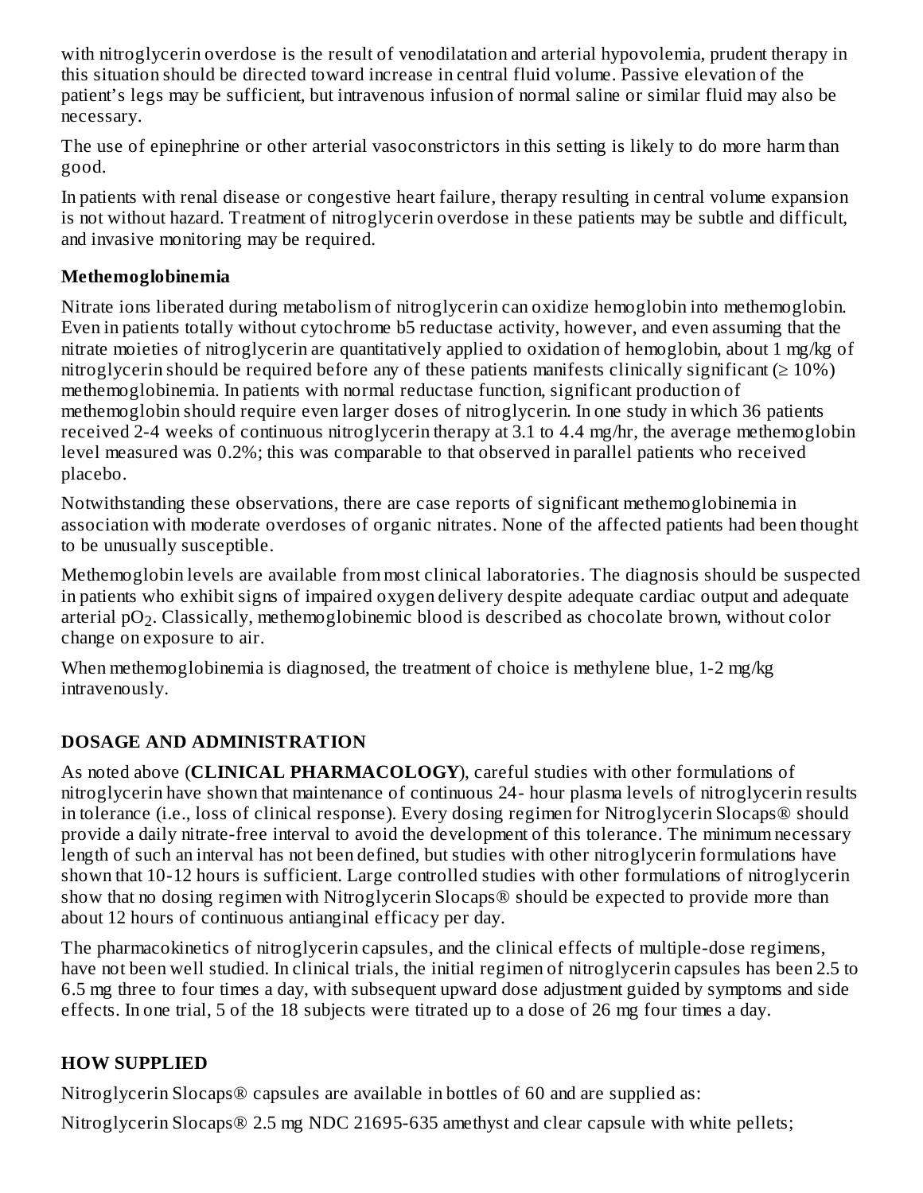with nitroglycerin overdose is the result of venodilatation and arterial hypovolemia, prudent therapy in this situation should be directed toward increase in central fluid volume. Passive elevation of the patient's legs may be sufficient, but intravenous infusion of normal saline or similar fluid may also be necessary.

The use of epinephrine or other arterial vasoconstrictors in this setting is likely to do more harm than good.

In patients with renal disease or congestive heart failure, therapy resulting in central volume expansion is not without hazard. Treatment of nitroglycerin overdose in these patients may be subtle and difficult, and invasive monitoring may be required.

### Methemoglobinemia

Nitrate ions liberated during metabolism of nitroglycerin can oxidize hemoglobin into methemoglobin. Even in patients totally without cytochrome b5 reductase activity, however, and even assuming that the nitrate moieties of nitroglycerin are quantitatively applied to oxidation of hemoglobin, about 1 mg/kg of nitroglycerin should be required before any of these patients manifests clinically significant (≥ 10%) methemoglobinemia. In patients with normal reductase function, significant production of methemoglobin should require even larger doses of nitroglycerin. In one study in which 36 patients received 2-4 weeks of continuous nitroglycerin therapy at 3.1 to 4.4 mg/hr, the average methemoglobin level measured was 0.2%; this was comparable to that observed in parallel patients who received placebo.

Notwithstanding these observations, there are case reports of significant methemoglobinemia in association with moderate overdoses of organic nitrates. None of the affected patients had been thought to be unusually susceptible.

Methemoglobin levels are available from most clinical laboratories. The diagnosis should be suspected in patients who exhibit signs of impaired oxygen delivery despite adequate cardiac output and adequate arterial $pO_2$. Classically, methemoglobinemic blood is described as chocolate brown, without color change on exposure to air.

When methemoglobinemia is diagnosed, the treatment of choice is methylene blue, 1-2 mg/kg intravenously.

## DOSAGE AND ADMINISTRATION

As noted above (**CLINICAL PHARMACOLOGY**), careful studies with other formulations of nitroglycerin have shown that maintenance of continuous 24- hour plasma levels of nitroglycerin results in tolerance (i.e., loss of clinical response). Every dosing regimen for Nitroglycerin Slocaps® should provide a daily nitrate-free interval to avoid the development of this tolerance. The minimum necessary length of such an interval has not been defined, but studies with other nitroglycerin formulations have shown that 10-12 hours is sufficient. Large controlled studies with other formulations of nitroglycerin show that no dosing regimen with Nitroglycerin Slocaps® should be expected to provide more than about 12 hours of continuous antianginal efficacy per day.

The pharmacokinetics of nitroglycerin capsules, and the clinical effects of multiple-dose regimens, have not been well studied. In clinical trials, the initial regimen of nitroglycerin capsules has been 2.5 to 6.5 mg three to four times a day, with subsequent upward dose adjustment guided by symptoms and side effects. In one trial, 5 of the 18 subjects were titrated up to a dose of 26 mg four times a day.

## HOW SUPPLIED

Nitroglycerin Slocaps® capsules are available in bottles of 60 and are supplied as:

Nitroglycerin Slocaps® 2.5 mg NDC 21695-635 amethyst and clear capsule with white pellets;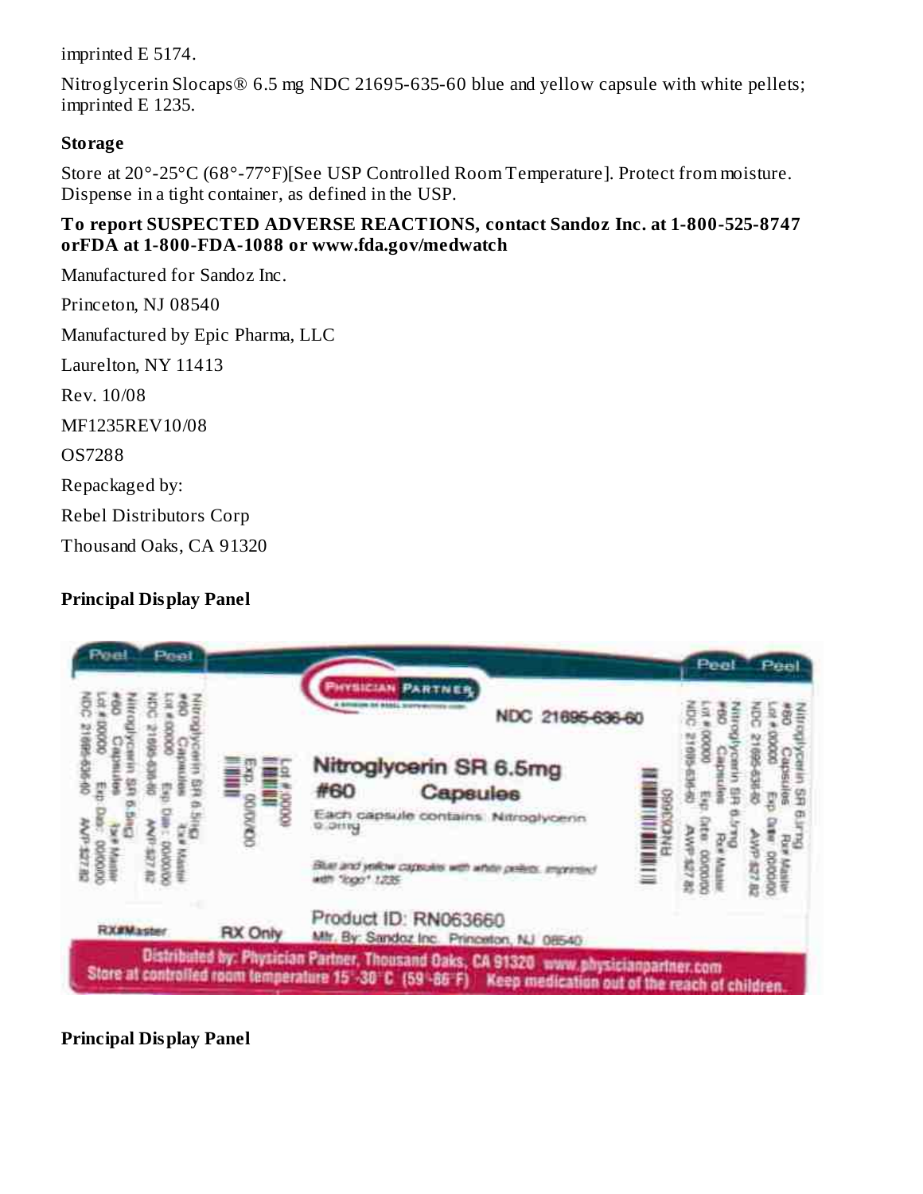imprinted E 5174.

Nitroglycerin Slocaps® 6.5 mg NDC 21695-635-60 blue and yellow capsule with white pellets; imprinted E 1235.

**Storage**

Store at 20°-25°C (68°-77°F)[See USP Controlled Room Temperature]. Protect from moisture. Dispense in a tight container, as defined in the USP.

**To report SUSPECTED ADVERSE REACTIONS, contact Sandoz Inc. at 1-800-525-8747 orFDA at 1-800-FDA-1088 or www.fda.gov/medwatch**

Manufactured for Sandoz Inc.

Princeton, NJ 08540

Manufactured by Epic Pharma, LLC

Laurelton, NY 11413

Rev. 10/08

MF1235REV10/08

OS7288

Repackaged by:

Rebel Distributors Corp

Thousand Oaks, CA 91320

**Principal Display Panel**

Peel Peel

PHYSICIAN PARTNER

NDC 21695-636-60

Nitroglycerin SR 6.5mg

#60 Capsules

Each capsule contains: Nitroglycerin 6.5mg

Blue and yellow capsules with white pellets, imprinted with "logo" 1235

Lot #:0000

Exp. 00/00/00

RN063660

Nitroglycerin SR 6.5mg #60 Capsules Lot # 00000 Exp. Date: 00/00/00 NDC 21695-636-60 AWP $27.82 Rx#Master

RX#Master

RX Only

Product ID: RN063660

Mfr. By: Sandoz Inc. Princeton, NJ 08540

Distributed by: Physician Partner, Thousand Oaks, CA 91320 www.physicianpartner.com

Store at controlled room temperature 15°-30°C (59°-86°F) Keep medication out of the reach of children.

**Principal Display Panel**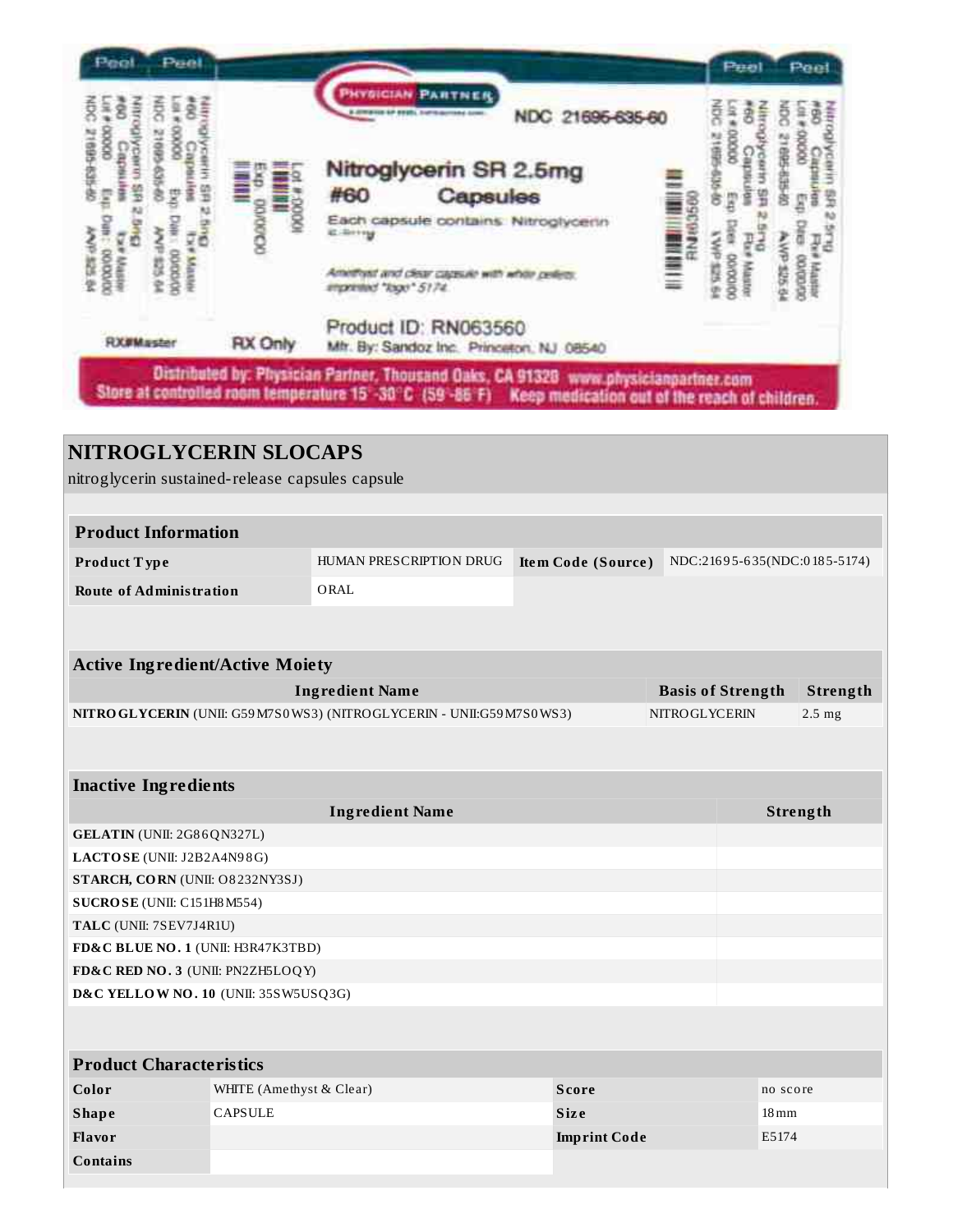Peel Peel

Nitroglycerin SR 2.5mg
#60 Capsules
Lot # 0000 Exp Date: 0000/00
NDC 21695-635-60 AWP $25.64
Rx# Master

PHYSICIAN PARTNER

NDC 21695-635-60

Nitroglycerin SR 2.5mg
#60 Capsules

Each capsule contains: Nitroglycerin 2.5mg

Amethyst and clear capsule with white pellets imprinted "logo" 5174

Lot #:0000
Exp. 00/00/00

RN063560

Product ID: RN063560

Mfr. By: Sandoz Inc. Princeton, NJ 08540

RX#Master

RX Only

Distributed by: Physician Partner, Thousand Oaks, CA 91320 www.physicianpartner.com
Store at controlled room temperature 15°-30°C (59°-86°F) Keep medication out of the reach of children.

# NITROGLYCERIN SLOCAPS

nitroglycerin sustained-release capsules capsule

| Product Information | | | |
|---|---|---|---|
| **Product Type** | HUMAN PRESCRIPTION DRUG | **Item Code (Source)** | NDC:21695-635(NDC:0185-5174) |
| **Route of Administration** | ORAL | | |

| Active Ingredient/Active Moiety | | |
|---|---|---|
| **Ingredient Name** | **Basis of Strength** | **Strength** |
| **NITROGLYCERIN** (UNII: G59M7S0WS3) (NITROGLYCERIN - UNII:G59M7S0WS3) | NITROGLYCERIN | 2.5 mg |

| Inactive Ingredients | |
|---|---|
| **Ingredient Name** | **Strength** |
| **GELATIN** (UNII: 2G86QN327L) | |
| **LACTOSE** (UNII: J2B2A4N98G) | |
| **STARCH, CORN** (UNII: O8232NY3SJ) | |
| **SUCROSE** (UNII: C151H8M554) | |
| **TALC** (UNII: 7SEV7J4R1U) | |
| **FD&C BLUE NO. 1** (UNII: H3R47K3TBD) | |
| **FD&C RED NO. 3** (UNII: PN2ZH5LOQY) | |
| **D&C YELLOW NO. 10** (UNII: 35SW5USQ3G) | |

| Product Characteristics | | | |
|---|---|---|---|
| **Color** | WHITE (Amethyst & Clear) | **Score** | no score |
| **Shape** | CAPSULE | **Size** | 18mm |
| **Flavor** | | **Imprint Code** | E5174 |
| **Contains** | | | |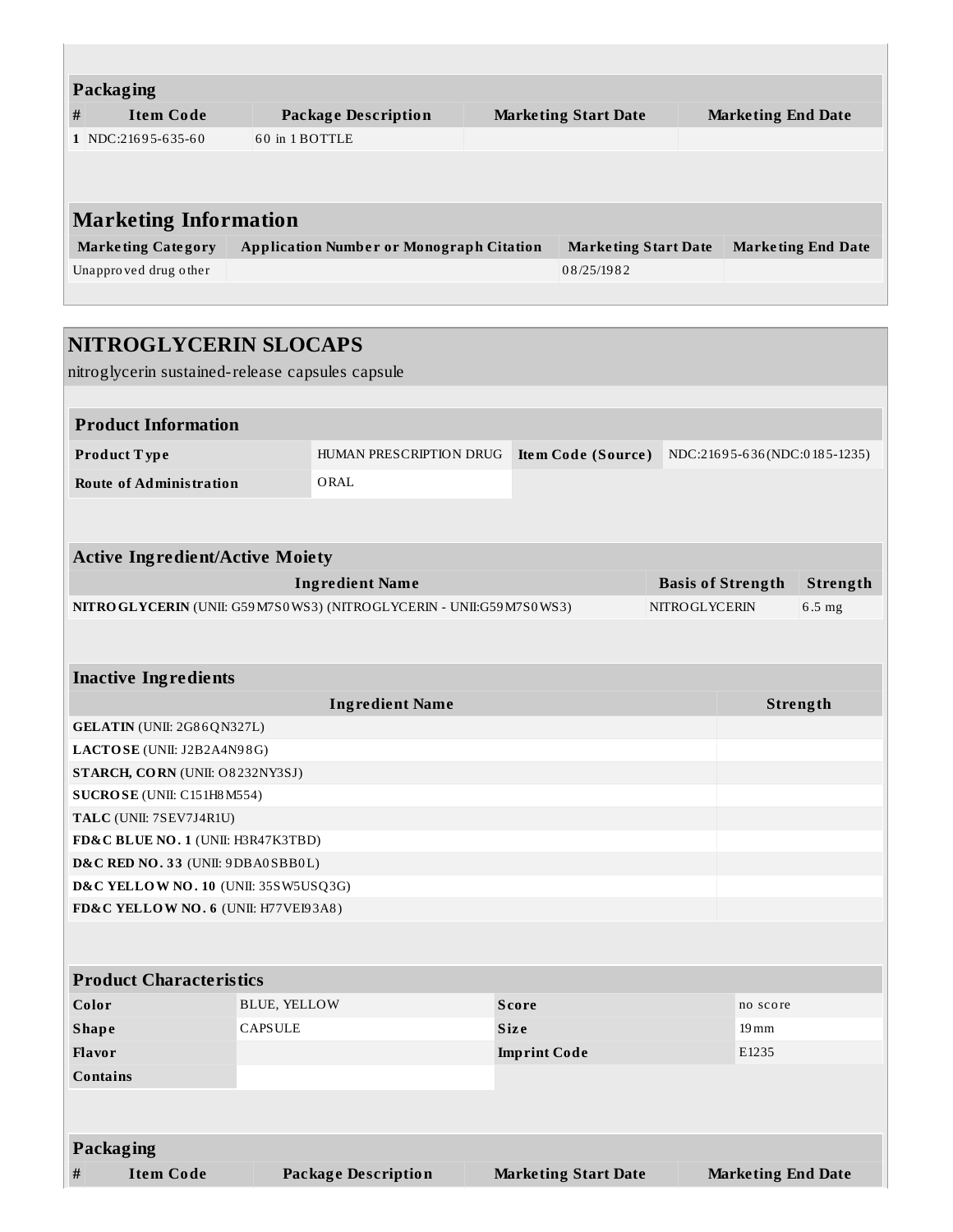### Packaging

| # | Item Code | Package Description | Marketing Start Date | Marketing End Date |
|---|---|---|---|---|
| 1 | NDC:21695-635-60 | 60 in 1 BOTTLE | | |

### Marketing Information

| Marketing Category | Application Number or Monograph Citation | Marketing Start Date | Marketing End Date |
|---|---|---|---|
| Unapproved drug other | | 08/25/1982 | |

## NITROGLYCERIN SLOCAPS

nitroglycerin sustained-release capsules capsule

### Product Information

| | | | |
|---|---|---|---|
| **Product Type** | HUMAN PRESCRIPTION DRUG | **Item Code (Source)** | NDC:21695-636(NDC:0185-1235) |
| **Route of Administration** | ORAL | | |

### Active Ingredient/Active Moiety

| Ingredient Name | Basis of Strength | Strength |
|---|---|---|
| **NITROGLYCERIN** (UNII: G59M7S0WS3) (NITROGLYCERIN - UNII:G59M7S0WS3) | NITROGLYCERIN | 6.5 mg |

### Inactive Ingredients

| Ingredient Name | Strength |
|---|---|
| **GELATIN** (UNII: 2G86QN327L) | |
| **LACTOSE** (UNII: J2B2A4N98G) | |
| **STARCH, CORN** (UNII: O8232NY3SJ) | |
| **SUCROSE** (UNII: C151H8M554) | |
| **TALC** (UNII: 7SEV7J4R1U) | |
| **FD&C BLUE NO. 1** (UNII: H3R47K3TBD) | |
| **D&C RED NO. 33** (UNII: 9DBA0SBB0L) | |
| **D&C YELLOW NO. 10** (UNII: 35SW5USQ3G) | |
| **FD&C YELLOW NO. 6** (UNII: H77VEI93A8) | |

### Product Characteristics

| | | | |
|---|---|---|---|
| **Color** | BLUE, YELLOW | **Score** | no score |
| **Shape** | CAPSULE | **Size** | 19mm |
| **Flavor** | | **Imprint Code** | E1235 |
| **Contains** | | | |

### Packaging

| # | Item Code | Package Description | Marketing Start Date | Marketing End Date |
|---|---|---|---|---|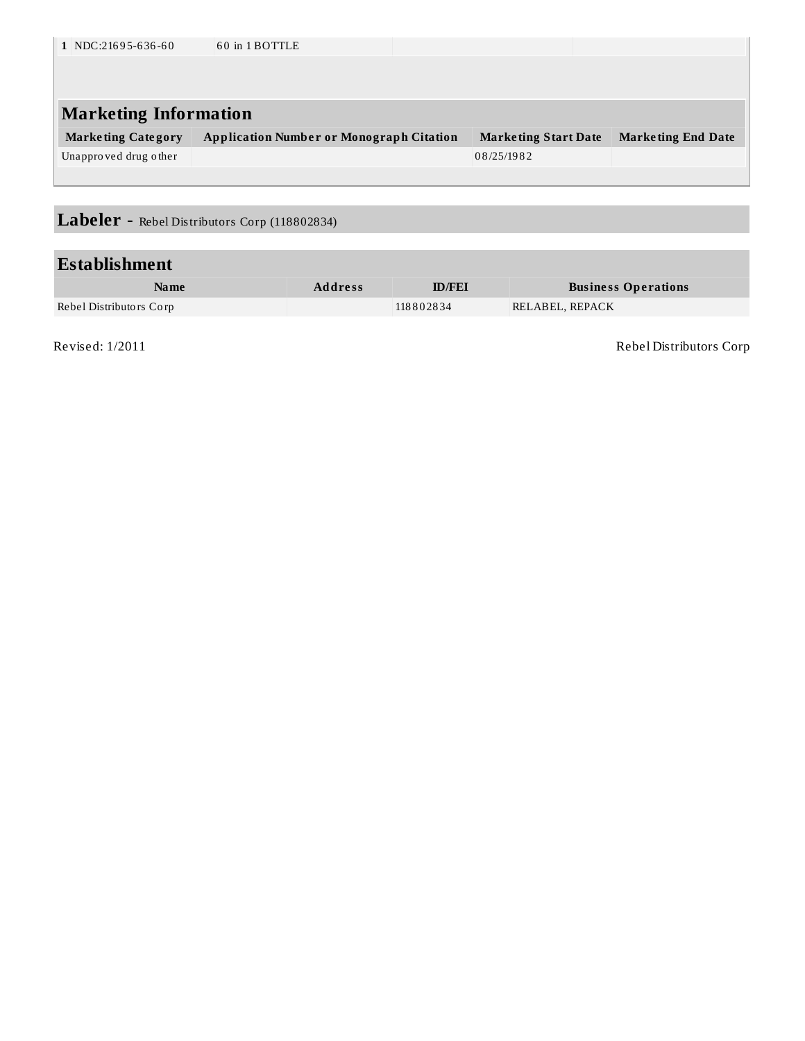| | | | | |
|---|---|---|---|---|
| 1 | NDC:21695-636-60 | 60 in 1 BOTTLE | | |

## Marketing Information

| Marketing Category | Application Number or Monograph Citation | Marketing Start Date | Marketing End Date |
|---|---|---|---|
| Unapproved drug other | | 08/25/1982 | |

## Labeler - Rebel Distributors Corp (118802834)

## Establishment

| Name | Address | ID/FEI | Business Operations |
|---|---|---|---|
| Rebel Distributors Corp | | 118802834 | RELABEL, REPACK |

Revised: 1/2011

Rebel Distributors Corp